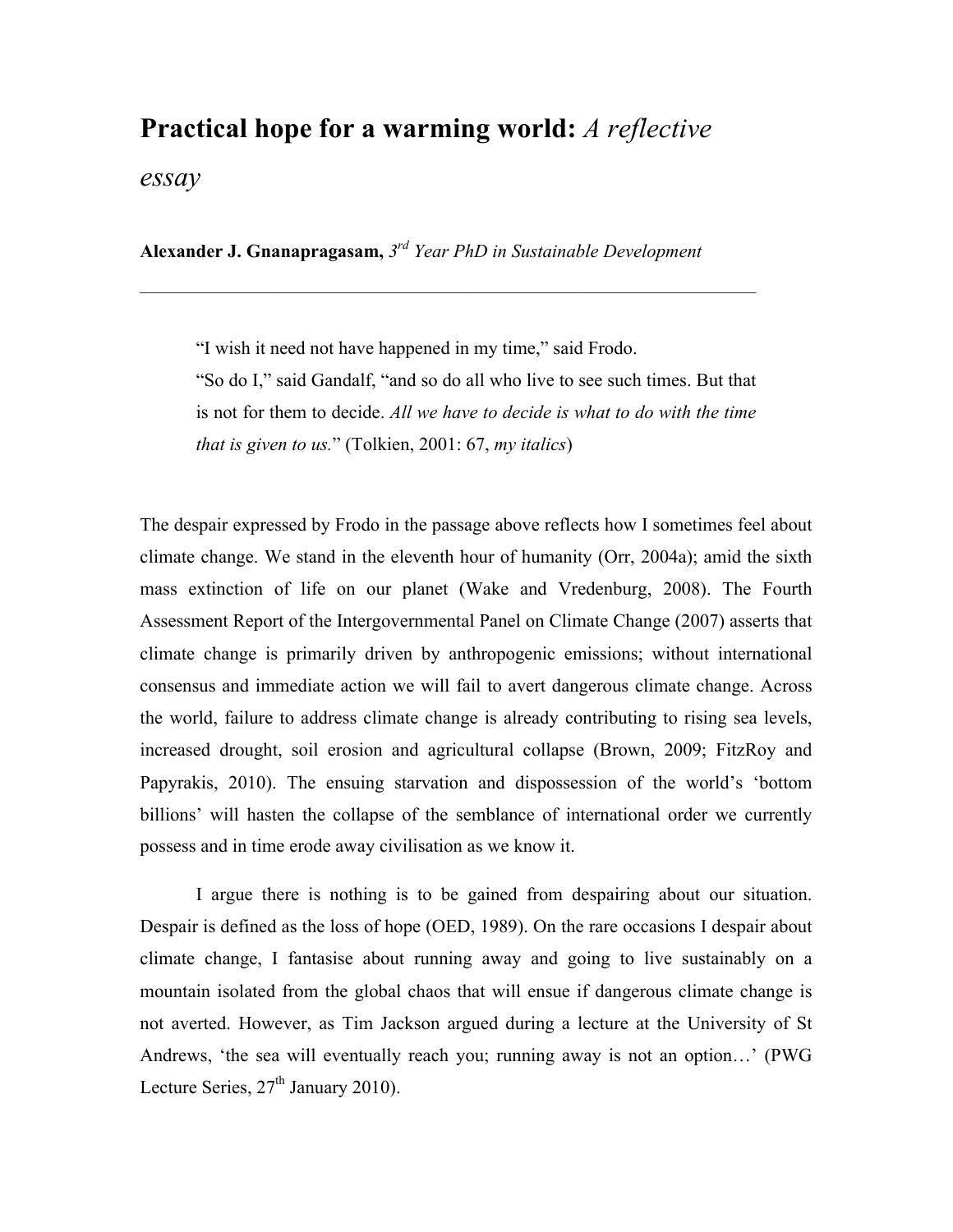# **Practical hope for a warming world:** *A reflective essay*

**Alexander J. Gnanapragasam,** *3rd Year PhD in Sustainable Development*

---

> "I wish it need not have happened in my time," said Frodo.
> "So do I," said Gandalf, "and so do all who live to see such times. But that is not for them to decide. *All we have to decide is what to do with the time that is given to us.*" (Tolkien, 2001: 67, *my italics*)

The despair expressed by Frodo in the passage above reflects how I sometimes feel about climate change. We stand in the eleventh hour of humanity (Orr, 2004a); amid the sixth mass extinction of life on our planet (Wake and Vredenburg, 2008). The Fourth Assessment Report of the Intergovernmental Panel on Climate Change (2007) asserts that climate change is primarily driven by anthropogenic emissions; without international consensus and immediate action we will fail to avert dangerous climate change. Across the world, failure to address climate change is already contributing to rising sea levels, increased drought, soil erosion and agricultural collapse (Brown, 2009; FitzRoy and Papyrakis, 2010). The ensuing starvation and dispossession of the world's 'bottom billions' will hasten the collapse of the semblance of international order we currently possess and in time erode away civilisation as we know it.

I argue there is nothing is to be gained from despairing about our situation. Despair is defined as the loss of hope (OED, 1989). On the rare occasions I despair about climate change, I fantasise about running away and going to live sustainably on a mountain isolated from the global chaos that will ensue if dangerous climate change is not averted. However, as Tim Jackson argued during a lecture at the University of St Andrews, 'the sea will eventually reach you; running away is not an option…' (PWG Lecture Series, 27th January 2010).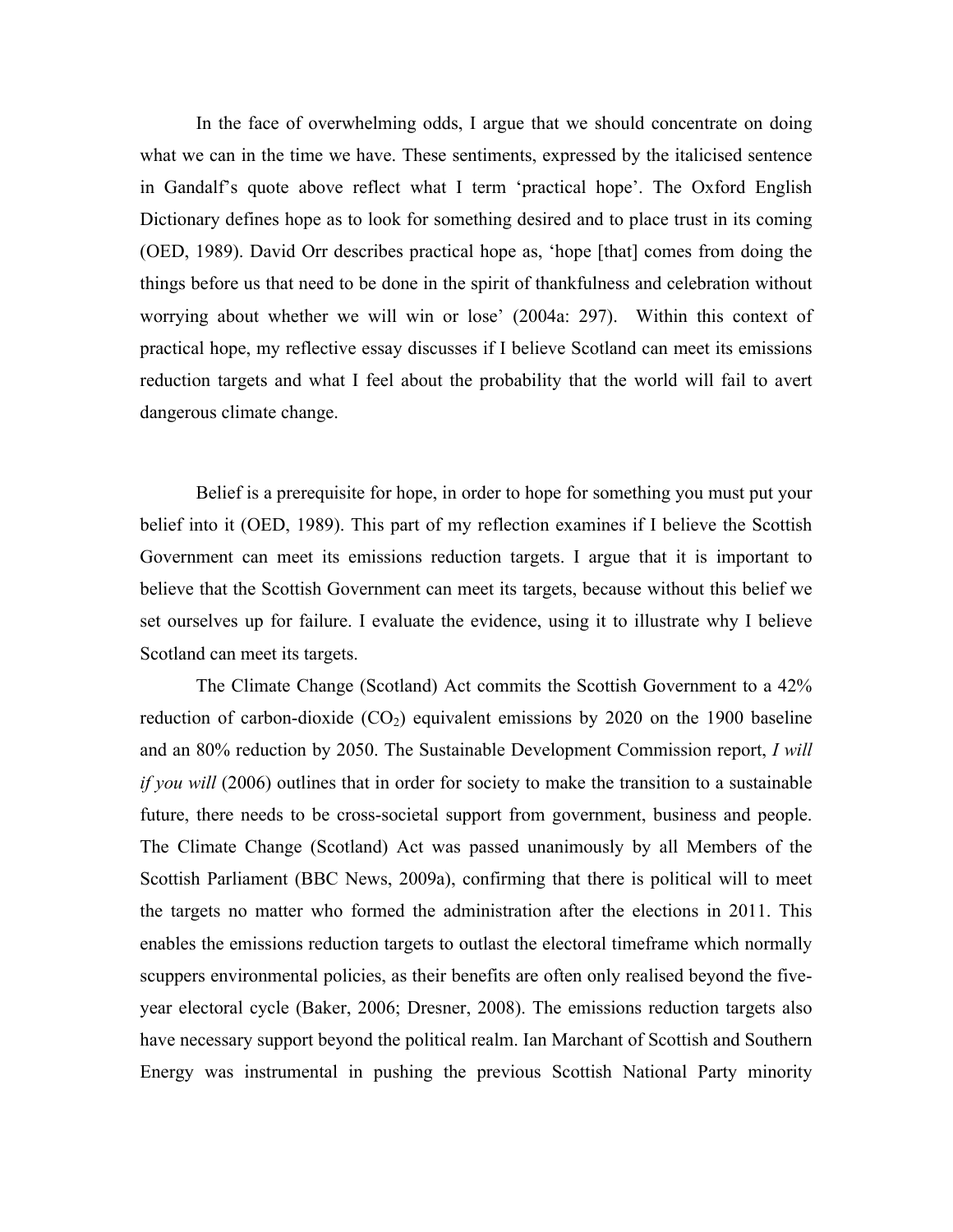In the face of overwhelming odds, I argue that we should concentrate on doing what we can in the time we have. These sentiments, expressed by the italicised sentence in Gandalf's quote above reflect what I term 'practical hope'. The Oxford English Dictionary defines hope as to look for something desired and to place trust in its coming (OED, 1989). David Orr describes practical hope as, 'hope [that] comes from doing the things before us that need to be done in the spirit of thankfulness and celebration without worrying about whether we will win or lose' (2004a: 297). Within this context of practical hope, my reflective essay discusses if I believe Scotland can meet its emissions reduction targets and what I feel about the probability that the world will fail to avert dangerous climate change.

Belief is a prerequisite for hope, in order to hope for something you must put your belief into it (OED, 1989). This part of my reflection examines if I believe the Scottish Government can meet its emissions reduction targets. I argue that it is important to believe that the Scottish Government can meet its targets, because without this belief we set ourselves up for failure. I evaluate the evidence, using it to illustrate why I believe Scotland can meet its targets.

The Climate Change (Scotland) Act commits the Scottish Government to a 42% reduction of carbon-dioxide ($CO_2$) equivalent emissions by 2020 on the 1900 baseline and an 80% reduction by 2050. The Sustainable Development Commission report, *I will if you will* (2006) outlines that in order for society to make the transition to a sustainable future, there needs to be cross-societal support from government, business and people. The Climate Change (Scotland) Act was passed unanimously by all Members of the Scottish Parliament (BBC News, 2009a), confirming that there is political will to meet the targets no matter who formed the administration after the elections in 2011. This enables the emissions reduction targets to outlast the electoral timeframe which normally scuppers environmental policies, as their benefits are often only realised beyond the five-year electoral cycle (Baker, 2006; Dresner, 2008). The emissions reduction targets also have necessary support beyond the political realm. Ian Marchant of Scottish and Southern Energy was instrumental in pushing the previous Scottish National Party minority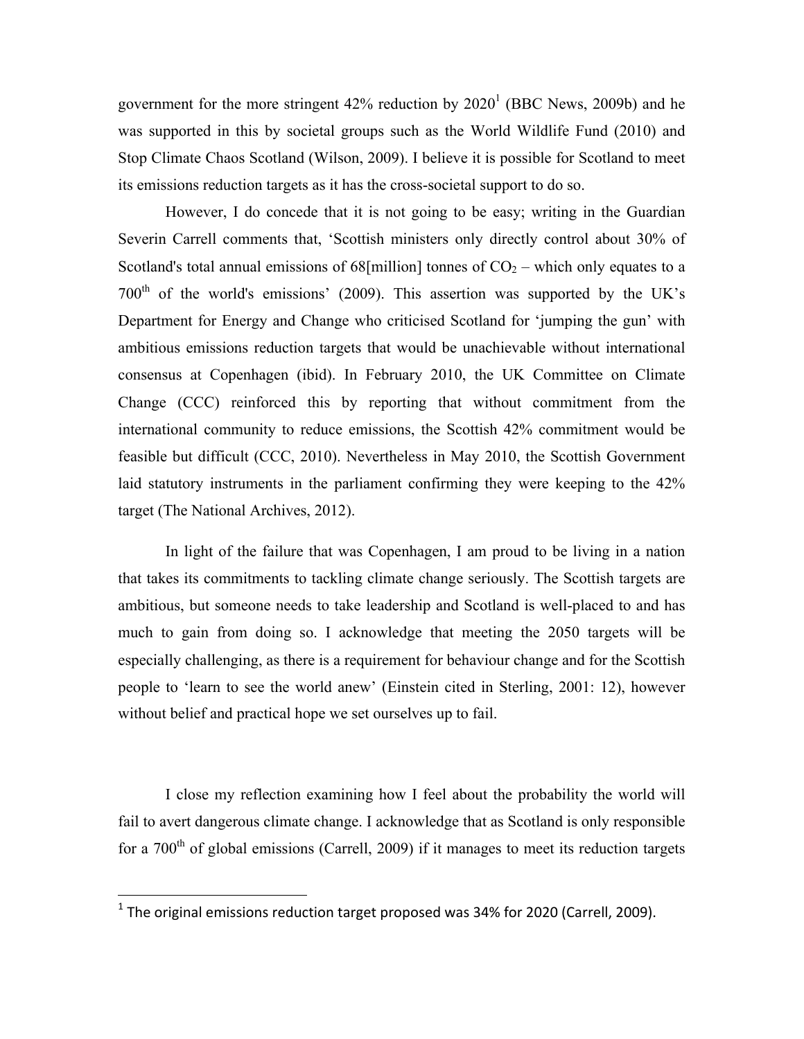government for the more stringent 42% reduction by 2020[1] (BBC News, 2009b) and he was supported in this by societal groups such as the World Wildlife Fund (2010) and Stop Climate Chaos Scotland (Wilson, 2009). I believe it is possible for Scotland to meet its emissions reduction targets as it has the cross-societal support to do so.

However, I do concede that it is not going to be easy; writing in the Guardian Severin Carrell comments that, 'Scottish ministers only directly control about 30% of Scotland's total annual emissions of 68[million] tonnes of $CO_2$ – which only equates to a $700^{th}$ of the world's emissions' (2009). This assertion was supported by the UK's Department for Energy and Change who criticised Scotland for 'jumping the gun' with ambitious emissions reduction targets that would be unachievable without international consensus at Copenhagen (ibid). In February 2010, the UK Committee on Climate Change (CCC) reinforced this by reporting that without commitment from the international community to reduce emissions, the Scottish 42% commitment would be feasible but difficult (CCC, 2010). Nevertheless in May 2010, the Scottish Government laid statutory instruments in the parliament confirming they were keeping to the 42% target (The National Archives, 2012).

In light of the failure that was Copenhagen, I am proud to be living in a nation that takes its commitments to tackling climate change seriously. The Scottish targets are ambitious, but someone needs to take leadership and Scotland is well-placed to and has much to gain from doing so. I acknowledge that meeting the 2050 targets will be especially challenging, as there is a requirement for behaviour change and for the Scottish people to 'learn to see the world anew' (Einstein cited in Sterling, 2001: 12), however without belief and practical hope we set ourselves up to fail.

I close my reflection examining how I feel about the probability the world will fail to avert dangerous climate change. I acknowledge that as Scotland is only responsible for a $700^{th}$ of global emissions (Carrell, 2009) if it manages to meet its reduction targets

[1] The original emissions reduction target proposed was 34% for 2020 (Carrell, 2009).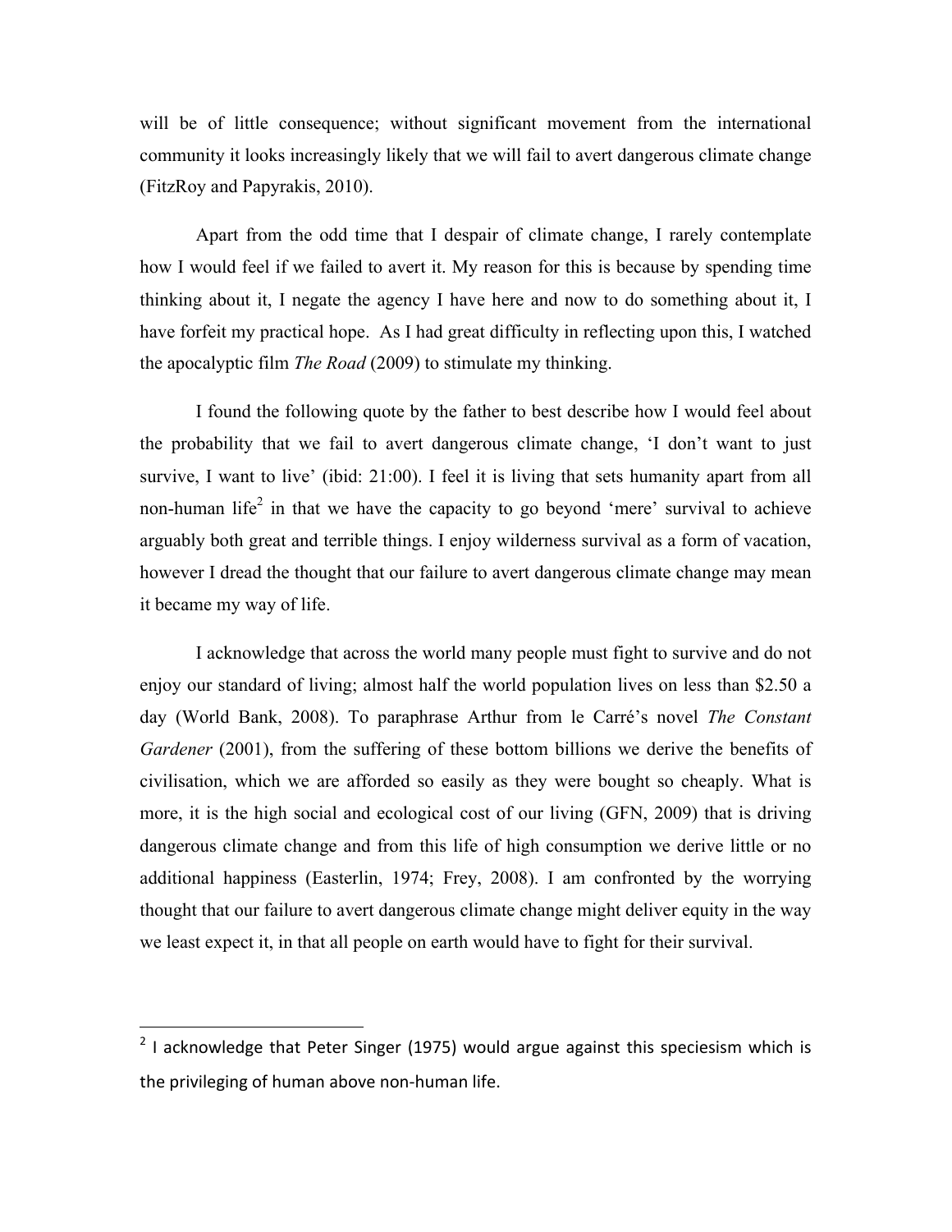will be of little consequence; without significant movement from the international community it looks increasingly likely that we will fail to avert dangerous climate change (FitzRoy and Papyrakis, 2010).

Apart from the odd time that I despair of climate change, I rarely contemplate how I would feel if we failed to avert it. My reason for this is because by spending time thinking about it, I negate the agency I have here and now to do something about it, I have forfeit my practical hope. As I had great difficulty in reflecting upon this, I watched the apocalyptic film *The Road* (2009) to stimulate my thinking.

I found the following quote by the father to best describe how I would feel about the probability that we fail to avert dangerous climate change, 'I don't want to just survive, I want to live' (ibid: 21:00). I feel it is living that sets humanity apart from all non-human life[2] in that we have the capacity to go beyond 'mere' survival to achieve arguably both great and terrible things. I enjoy wilderness survival as a form of vacation, however I dread the thought that our failure to avert dangerous climate change may mean it became my way of life.

I acknowledge that across the world many people must fight to survive and do not enjoy our standard of living; almost half the world population lives on less than $2.50 a day (World Bank, 2008). To paraphrase Arthur from le Carré's novel *The Constant Gardener* (2001), from the suffering of these bottom billions we derive the benefits of civilisation, which we are afforded so easily as they were bought so cheaply. What is more, it is the high social and ecological cost of our living (GFN, 2009) that is driving dangerous climate change and from this life of high consumption we derive little or no additional happiness (Easterlin, 1974; Frey, 2008). I am confronted by the worrying thought that our failure to avert dangerous climate change might deliver equity in the way we least expect it, in that all people on earth would have to fight for their survival.

---

[2] I acknowledge that Peter Singer (1975) would argue against this speciesism which is the privileging of human above non-human life.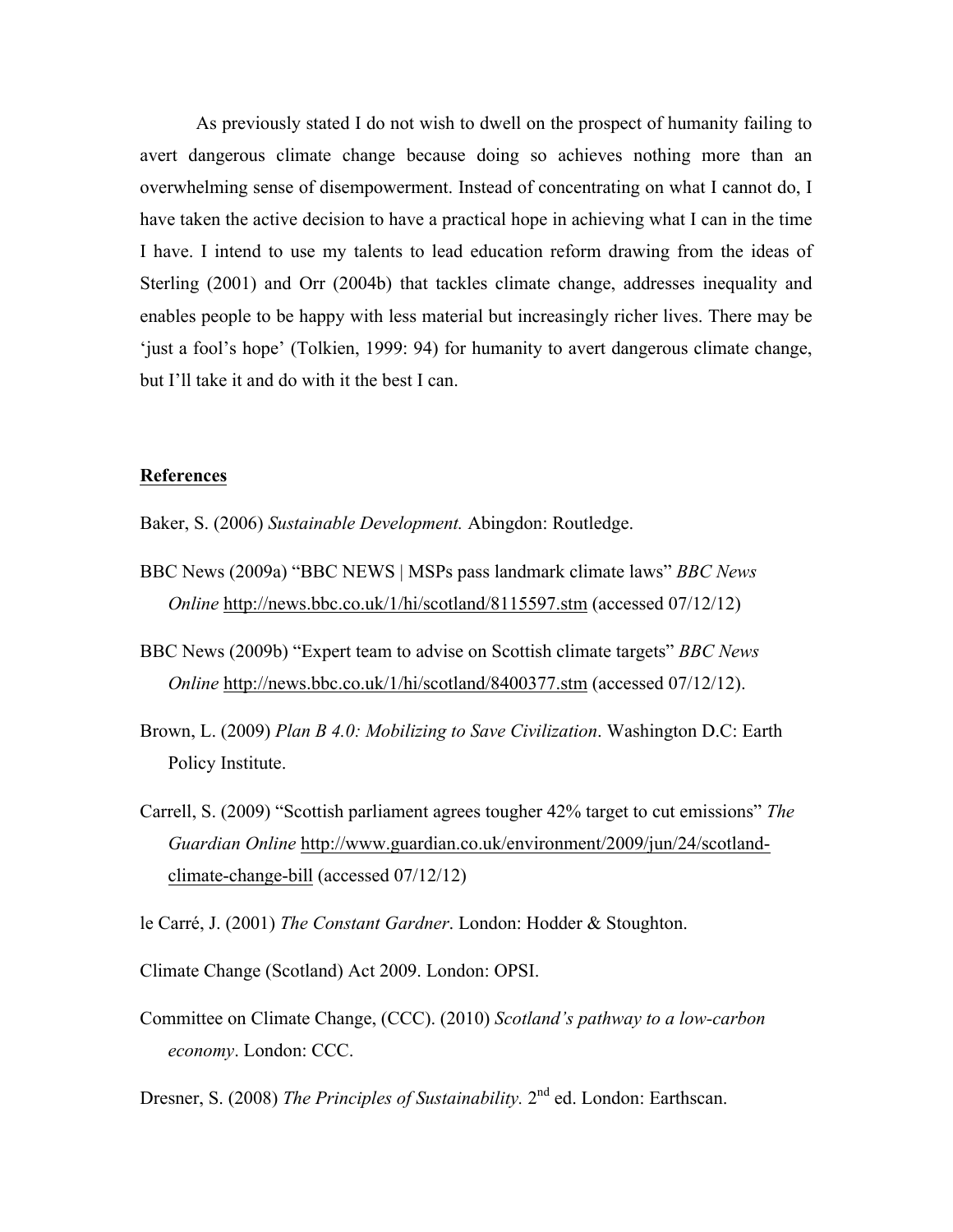As previously stated I do not wish to dwell on the prospect of humanity failing to avert dangerous climate change because doing so achieves nothing more than an overwhelming sense of disempowerment. Instead of concentrating on what I cannot do, I have taken the active decision to have a practical hope in achieving what I can in the time I have. I intend to use my talents to lead education reform drawing from the ideas of Sterling (2001) and Orr (2004b) that tackles climate change, addresses inequality and enables people to be happy with less material but increasingly richer lives. There may be 'just a fool's hope' (Tolkien, 1999: 94) for humanity to avert dangerous climate change, but I'll take it and do with it the best I can.

## References

Baker, S. (2006) *Sustainable Development.* Abingdon: Routledge.

BBC News (2009a) "BBC NEWS | MSPs pass landmark climate laws" *BBC News Online* http://news.bbc.co.uk/1/hi/scotland/8115597.stm (accessed 07/12/12)

BBC News (2009b) "Expert team to advise on Scottish climate targets" *BBC News Online* http://news.bbc.co.uk/1/hi/scotland/8400377.stm (accessed 07/12/12).

Brown, L. (2009) *Plan B 4.0: Mobilizing to Save Civilization*. Washington D.C: Earth Policy Institute.

Carrell, S. (2009) "Scottish parliament agrees tougher 42% target to cut emissions" *The Guardian Online* http://www.guardian.co.uk/environment/2009/jun/24/scotland-climate-change-bill (accessed 07/12/12)

le Carré, J. (2001) *The Constant Gardner*. London: Hodder & Stoughton.

Climate Change (Scotland) Act 2009. London: OPSI.

Committee on Climate Change, (CCC). (2010) *Scotland's pathway to a low-carbon economy*. London: CCC.

Dresner, S. (2008) *The Principles of Sustainability.* 2nd ed. London: Earthscan.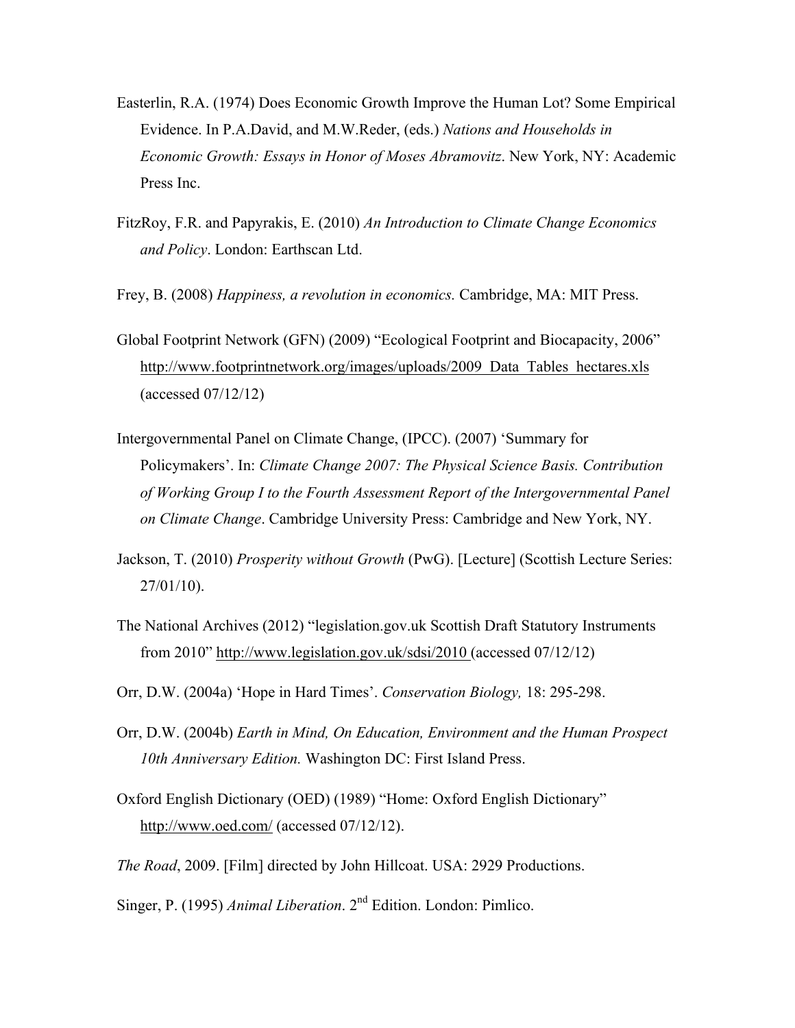Easterlin, R.A. (1974) Does Economic Growth Improve the Human Lot? Some Empirical Evidence. In P.A.David, and M.W.Reder, (eds.) *Nations and Households in Economic Growth: Essays in Honor of Moses Abramovitz*. New York, NY: Academic Press Inc.

FitzRoy, F.R. and Papyrakis, E. (2010) *An Introduction to Climate Change Economics and Policy*. London: Earthscan Ltd.

Frey, B. (2008) *Happiness, a revolution in economics.* Cambridge, MA: MIT Press.

Global Footprint Network (GFN) (2009) "Ecological Footprint and Biocapacity, 2006" http://www.footprintnetwork.org/images/uploads/2009_Data_Tables_hectares.xls (accessed 07/12/12)

Intergovernmental Panel on Climate Change, (IPCC). (2007) 'Summary for Policymakers'. In: *Climate Change 2007: The Physical Science Basis. Contribution of Working Group I to the Fourth Assessment Report of the Intergovernmental Panel on Climate Change*. Cambridge University Press: Cambridge and New York, NY.

Jackson, T. (2010) *Prosperity without Growth* (PwG). [Lecture] (Scottish Lecture Series: 27/01/10).

The National Archives (2012) "legislation.gov.uk Scottish Draft Statutory Instruments from 2010" http://www.legislation.gov.uk/sdsi/2010 (accessed 07/12/12)

Orr, D.W. (2004a) 'Hope in Hard Times'. *Conservation Biology,* 18: 295-298.

Orr, D.W. (2004b) *Earth in Mind, On Education, Environment and the Human Prospect 10th Anniversary Edition.* Washington DC: First Island Press.

Oxford English Dictionary (OED) (1989) "Home: Oxford English Dictionary" http://www.oed.com/ (accessed 07/12/12).

*The Road*, 2009. [Film] directed by John Hillcoat. USA: 2929 Productions.

Singer, P. (1995) *Animal Liberation*. 2nd Edition. London: Pimlico.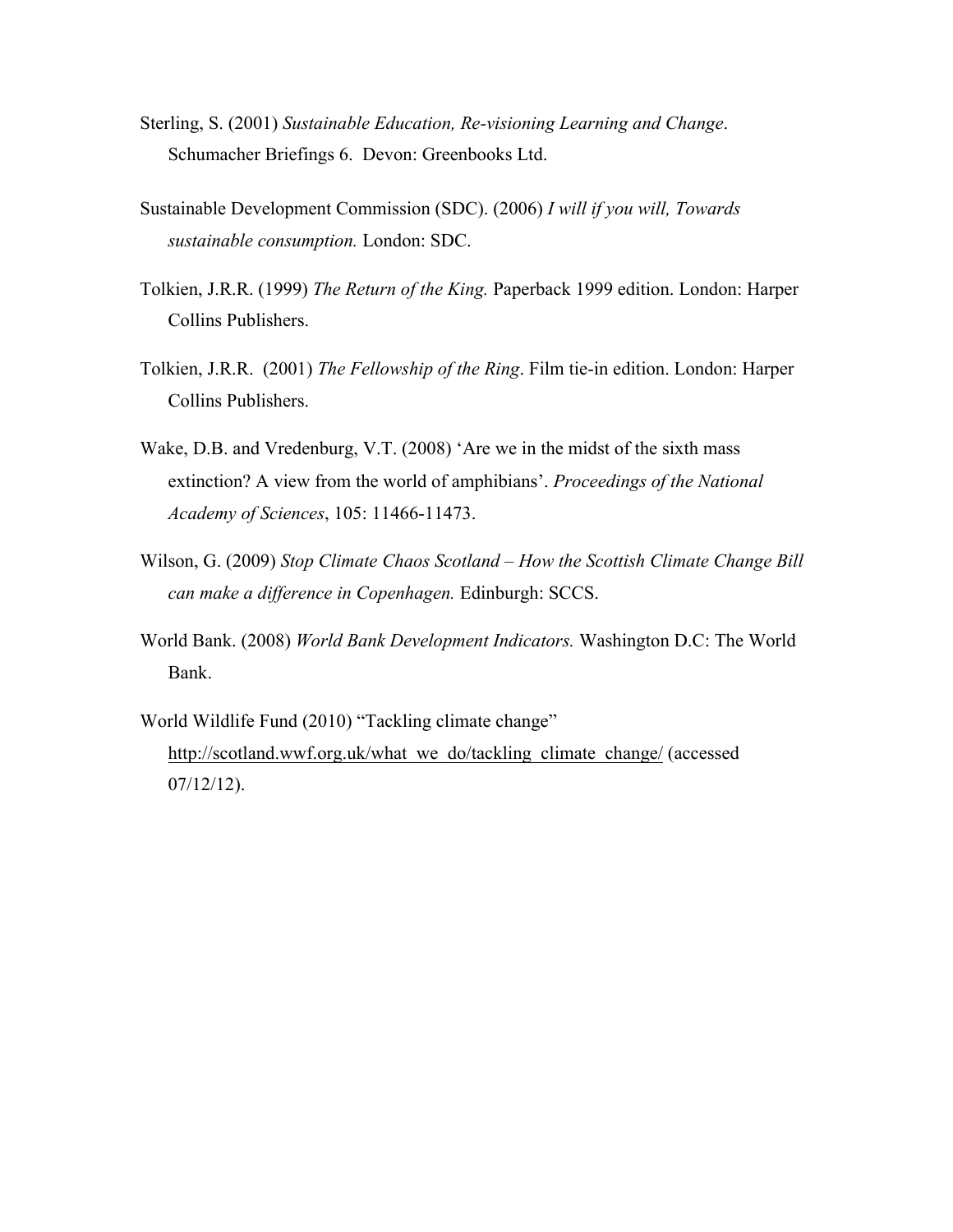Sterling, S. (2001) *Sustainable Education, Re-visioning Learning and Change*. Schumacher Briefings 6. Devon: Greenbooks Ltd.

Sustainable Development Commission (SDC). (2006) *I will if you will, Towards sustainable consumption.* London: SDC.

Tolkien, J.R.R. (1999) *The Return of the King.* Paperback 1999 edition. London: Harper Collins Publishers.

Tolkien, J.R.R. (2001) *The Fellowship of the Ring*. Film tie-in edition. London: Harper Collins Publishers.

Wake, D.B. and Vredenburg, V.T. (2008) 'Are we in the midst of the sixth mass extinction? A view from the world of amphibians'. *Proceedings of the National Academy of Sciences*, 105: 11466-11473.

Wilson, G. (2009) *Stop Climate Chaos Scotland – How the Scottish Climate Change Bill can make a difference in Copenhagen.* Edinburgh: SCCS.

World Bank. (2008) *World Bank Development Indicators.* Washington D.C: The World Bank.

World Wildlife Fund (2010) "Tackling climate change" http://scotland.wwf.org.uk/what_we_do/tackling_climate_change/ (accessed 07/12/12).